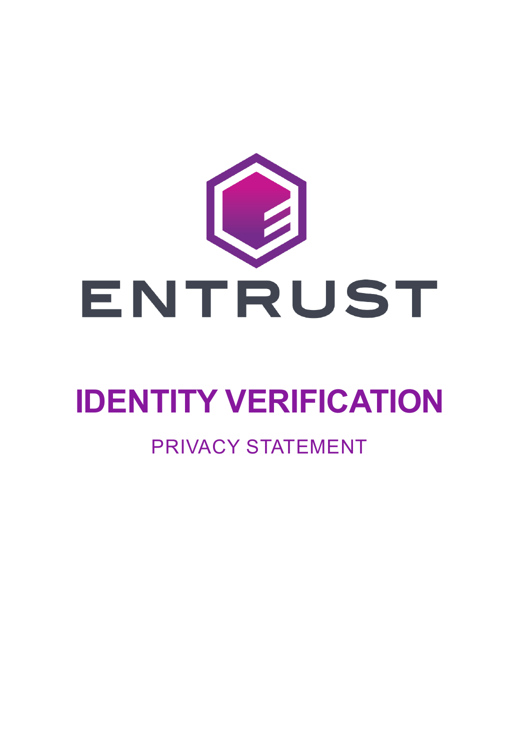ENTRUST

# IDENTITY VERIFICATION

## PRIVACY STATEMENT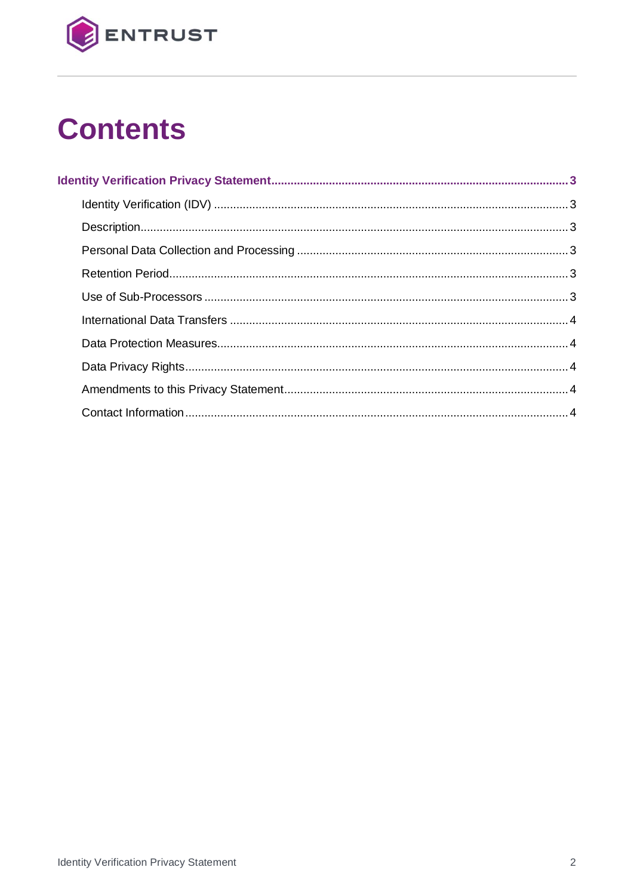# Contents

**Identity Verification Privacy Statement** .......... 3

- Identity Verification (IDV) .......... 3
- Description .......... 3
- Personal Data Collection and Processing .......... 3
- Retention Period .......... 3
- Use of Sub-Processors .......... 3
- International Data Transfers .......... 4
- Data Protection Measures .......... 4
- Data Privacy Rights .......... 4
- Amendments to this Privacy Statement .......... 4
- Contact Information .......... 4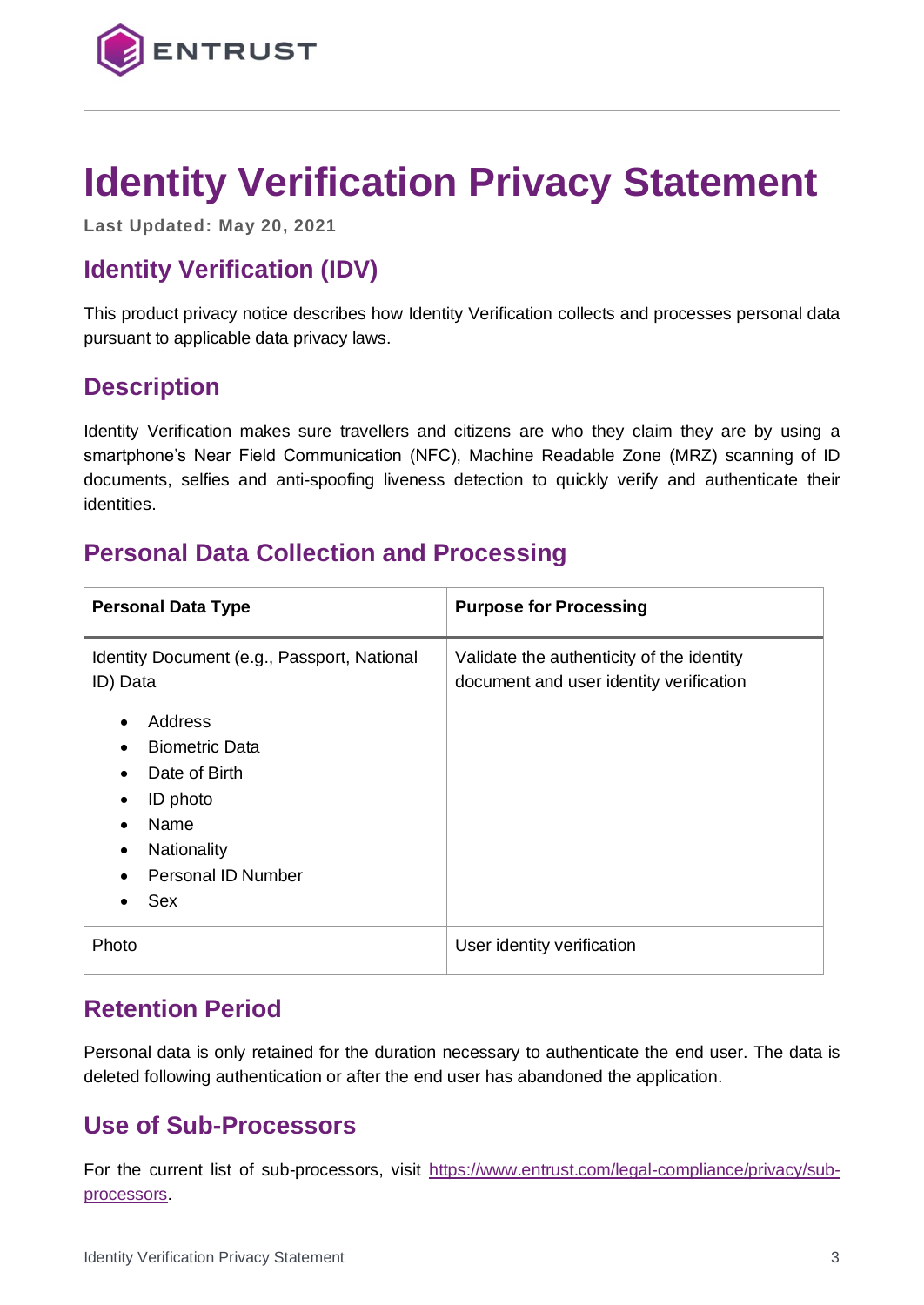# Identity Verification Privacy Statement

**Last Updated: May 20, 2021**

## Identity Verification (IDV)

This product privacy notice describes how Identity Verification collects and processes personal data pursuant to applicable data privacy laws.

## Description

Identity Verification makes sure travellers and citizens are who they claim they are by using a smartphone's Near Field Communication (NFC), Machine Readable Zone (MRZ) scanning of ID documents, selfies and anti-spoofing liveness detection to quickly verify and authenticate their identities.

## Personal Data Collection and Processing

| Personal Data Type | Purpose for Processing |
|---|---|
| Identity Document (e.g., Passport, National ID) Data<br>• Address<br>• Biometric Data<br>• Date of Birth<br>• ID photo<br>• Name<br>• Nationality<br>• Personal ID Number<br>• Sex | Validate the authenticity of the identity document and user identity verification |
| Photo | User identity verification |

## Retention Period

Personal data is only retained for the duration necessary to authenticate the end user. The data is deleted following authentication or after the end user has abandoned the application.

## Use of Sub-Processors

For the current list of sub-processors, visit [https://www.entrust.com/legal-compliance/privacy/sub-processors](https://www.entrust.com/legal-compliance/privacy/sub-processors).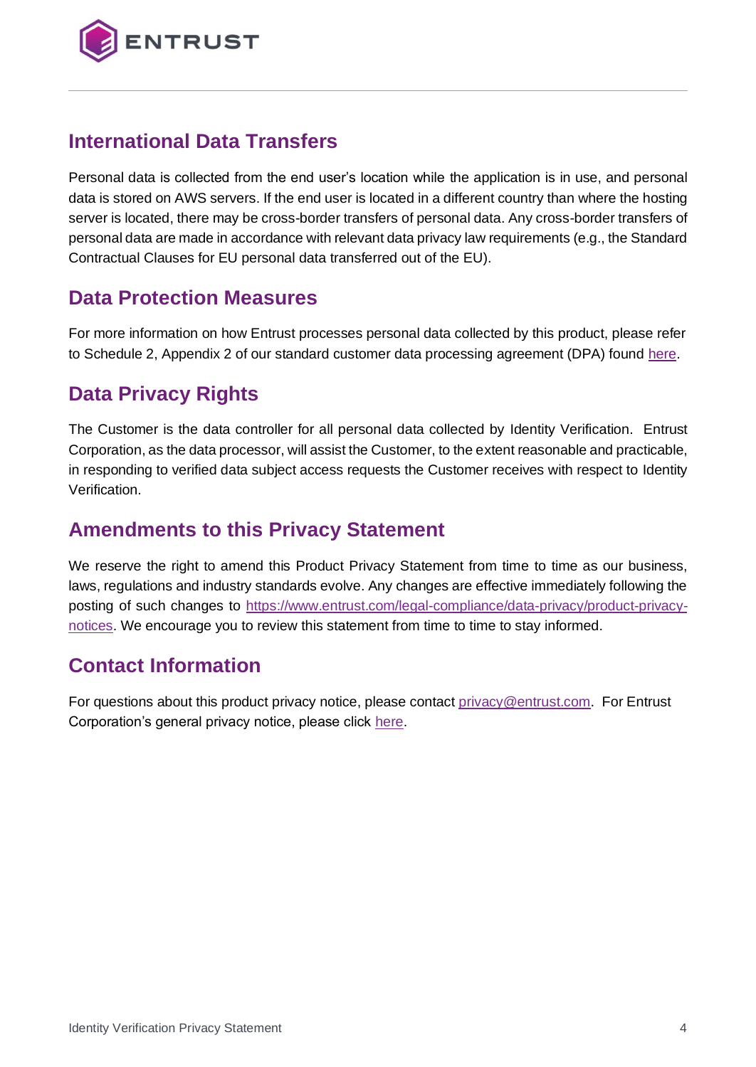## International Data Transfers

Personal data is collected from the end user's location while the application is in use, and personal data is stored on AWS servers. If the end user is located in a different country than where the hosting server is located, there may be cross-border transfers of personal data. Any cross-border transfers of personal data are made in accordance with relevant data privacy law requirements (e.g., the Standard Contractual Clauses for EU personal data transferred out of the EU).

## Data Protection Measures

For more information on how Entrust processes personal data collected by this product, please refer to Schedule 2, Appendix 2 of our standard customer data processing agreement (DPA) found here.

## Data Privacy Rights

The Customer is the data controller for all personal data collected by Identity Verification. Entrust Corporation, as the data processor, will assist the Customer, to the extent reasonable and practicable, in responding to verified data subject access requests the Customer receives with respect to Identity Verification.

## Amendments to this Privacy Statement

We reserve the right to amend this Product Privacy Statement from time to time as our business, laws, regulations and industry standards evolve. Any changes are effective immediately following the posting of such changes to https://www.entrust.com/legal-compliance/data-privacy/product-privacy-notices. We encourage you to review this statement from time to time to stay informed.

## Contact Information

For questions about this product privacy notice, please contact privacy@entrust.com. For Entrust Corporation's general privacy notice, please click here.